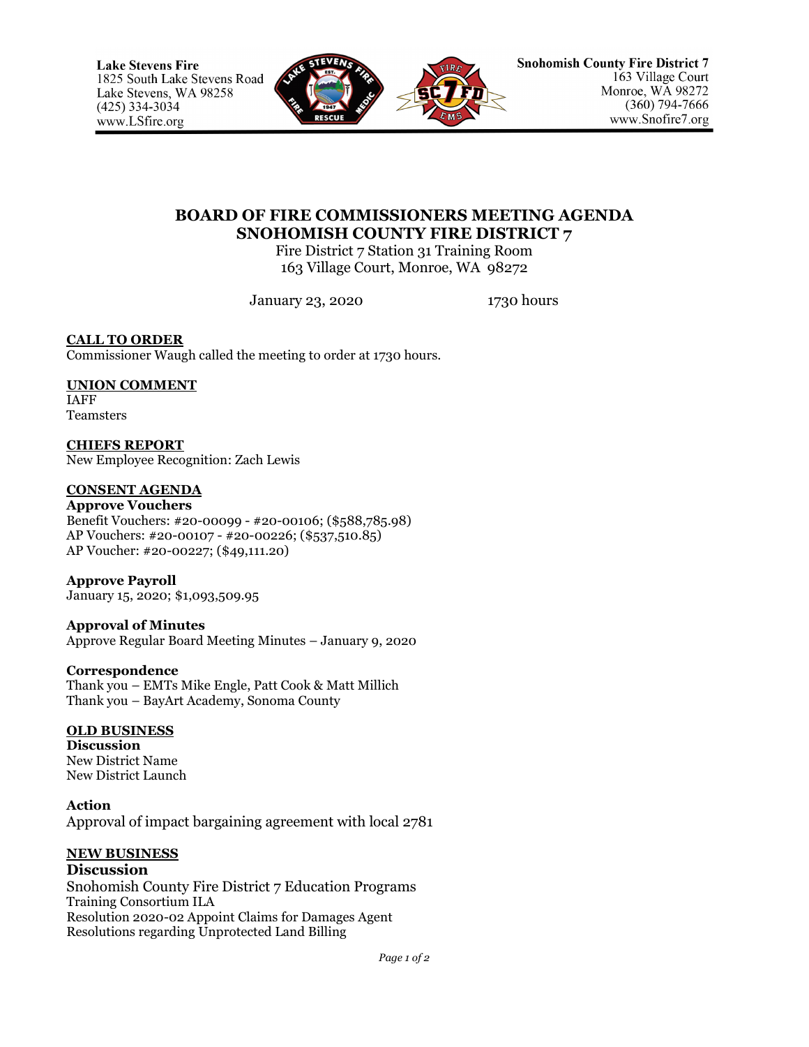**Lake Stevens Fire**
1825 South Lake Stevens Road
Lake Stevens, WA 98258
(425) 334-3034
www.LSfire.org

**Snohomish County Fire District 7**
163 Village Court
Monroe, WA 98272
(360) 794-7666
www.Snofire7.org

# BOARD OF FIRE COMMISSIONERS MEETING AGENDA
# SNOHOMISH COUNTY FIRE DISTRICT 7

Fire District 7 Station 31 Training Room
163 Village Court, Monroe, WA 98272

January 23, 2020 1730 hours

## CALL TO ORDER

Commissioner Waugh called the meeting to order at 1730 hours.

## UNION COMMENT

IAFF
Teamsters

## CHIEFS REPORT

New Employee Recognition: Zach Lewis

## CONSENT AGENDA

**Approve Vouchers**
Benefit Vouchers: #20-00099 - #20-00106; ($588,785.98)
AP Vouchers: #20-00107 - #20-00226; ($537,510.85)
AP Voucher: #20-00227; ($49,111.20)

**Approve Payroll**
January 15, 2020; $1,093,509.95

**Approval of Minutes**
Approve Regular Board Meeting Minutes – January 9, 2020

**Correspondence**
Thank you – EMTs Mike Engle, Patt Cook & Matt Millich
Thank you – BayArt Academy, Sonoma County

## OLD BUSINESS

**Discussion**
New District Name
New District Launch

**Action**
Approval of impact bargaining agreement with local 2781

## NEW BUSINESS

**Discussion**
Snohomish County Fire District 7 Education Programs
Training Consortium ILA
Resolution 2020-02 Appoint Claims for Damages Agent
Resolutions regarding Unprotected Land Billing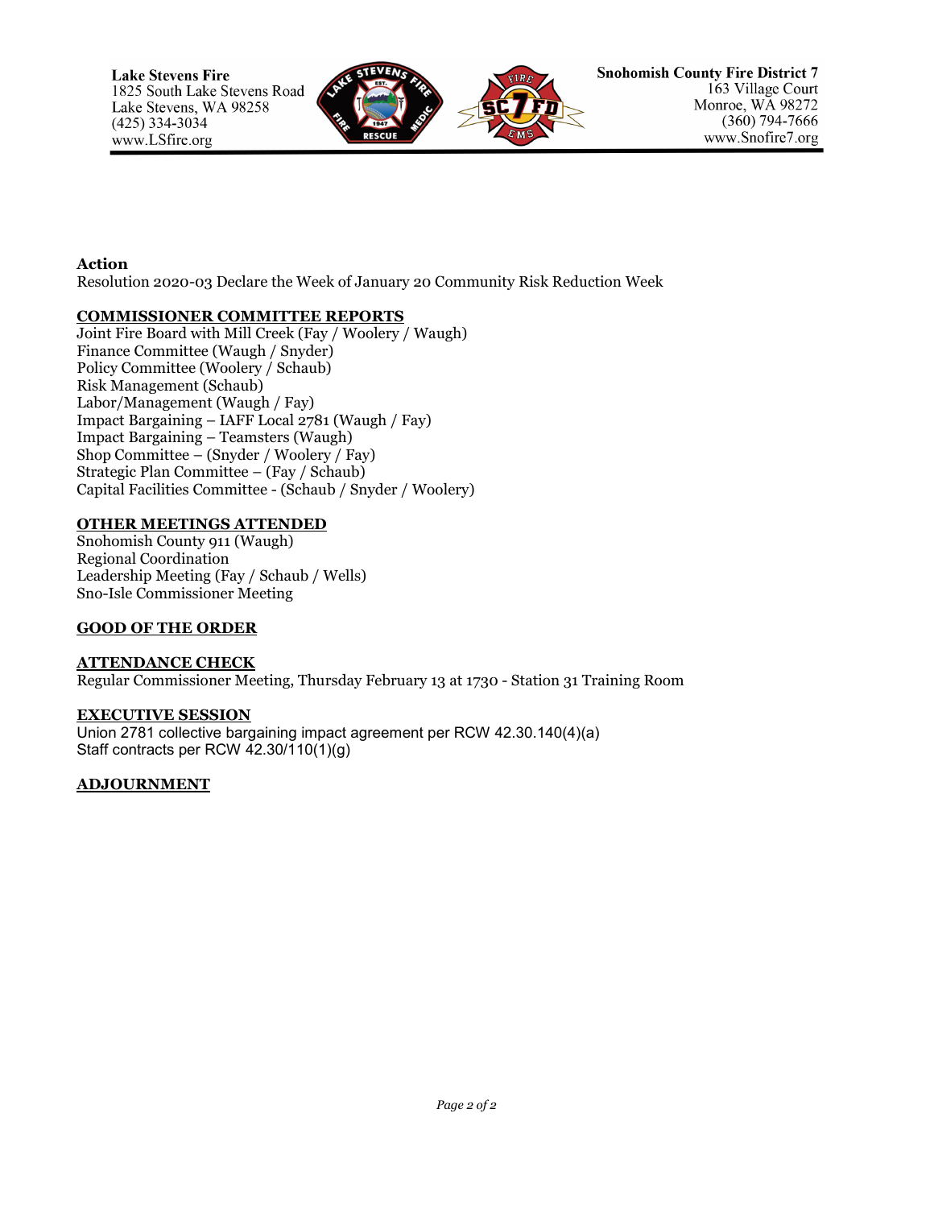Lake Stevens Fire
1825 South Lake Stevens Road
Lake Stevens, WA 98258
(425) 334-3034
www.LSfire.org

Snohomish County Fire District 7
163 Village Court
Monroe, WA 98272
(360) 794-7666
www.Snofire7.org

**Action**

Resolution 2020-03 Declare the Week of January 20 Community Risk Reduction Week

## COMMISSIONER COMMITTEE REPORTS

Joint Fire Board with Mill Creek (Fay / Woolery / Waugh)
Finance Committee (Waugh / Snyder)
Policy Committee (Woolery / Schaub)
Risk Management (Schaub)
Labor/Management (Waugh / Fay)
Impact Bargaining – IAFF Local 2781 (Waugh / Fay)
Impact Bargaining – Teamsters (Waugh)
Shop Committee – (Snyder / Woolery / Fay)
Strategic Plan Committee – (Fay / Schaub)
Capital Facilities Committee - (Schaub / Snyder / Woolery)

## OTHER MEETINGS ATTENDED

Snohomish County 911 (Waugh)
Regional Coordination
Leadership Meeting (Fay / Schaub / Wells)
Sno-Isle Commissioner Meeting

## GOOD OF THE ORDER

## ATTENDANCE CHECK

Regular Commissioner Meeting, Thursday February 13 at 1730 - Station 31 Training Room

## EXECUTIVE SESSION

Union 2781 collective bargaining impact agreement per RCW 42.30.140(4)(a)
Staff contracts per RCW 42.30/110(1)(g)

## ADJOURNMENT